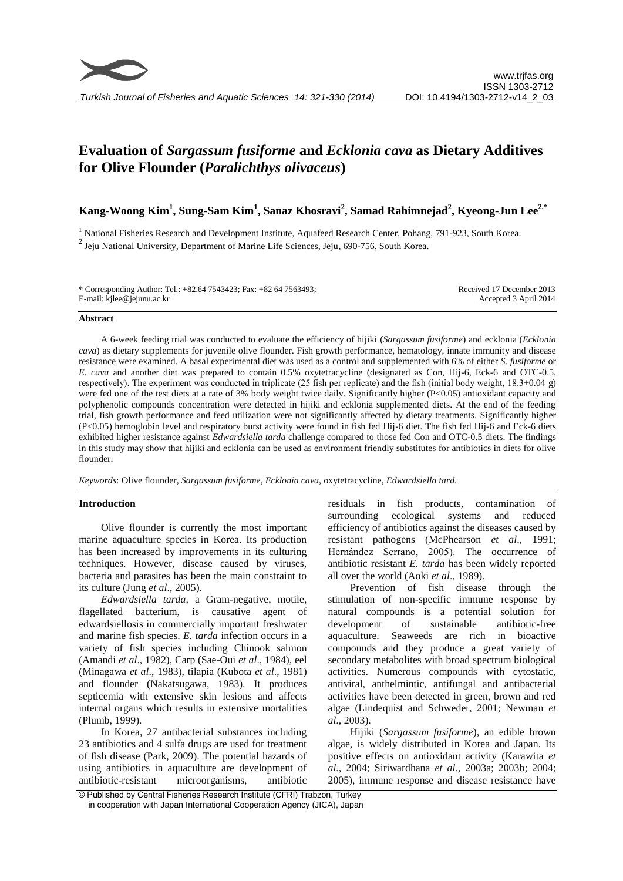# Evaluation of *Sargassum fusiforme* and *Ecklonia cava* as Dietary Additives for Olive Flounder (*Paralichthys olivaceus*)

**Kang-Woong Kim[1], Sung-Sam Kim[1], Sanaz Khosravi[2], Samad Rahimnejad[2], Kyeong-Jun Lee[2,*]**

[1] National Fisheries Research and Development Institute, Aquafeed Research Center, Pohang, 791-923, South Korea.
[2] Jeju National University, Department of Marine Life Sciences, Jeju, 690-756, South Korea.

\* Corresponding Author: Tel.: +82.64 7543423; Fax: +82 64 7563493;
E-mail: kjlee@jejunu.ac.kr

Received 17 December 2013
Accepted 3 April 2014

### Abstract

A 6-week feeding trial was conducted to evaluate the efficiency of hijiki (*Sargassum fusiforme*) and ecklonia (*Ecklonia cava*) as dietary supplements for juvenile olive flounder. Fish growth performance, hematology, innate immunity and disease resistance were examined. A basal experimental diet was used as a control and supplemented with 6% of either *S. fusiforme* or *E. cava* and another diet was prepared to contain 0.5% oxytetracycline (designated as Con, Hij-6, Eck-6 and OTC-0.5, respectively). The experiment was conducted in triplicate (25 fish per replicate) and the fish (initial body weight, 18.3±0.04 g) were fed one of the test diets at a rate of 3% body weight twice daily. Significantly higher ($P<0.05$) antioxidant capacity and polyphenolic compounds concentration were detected in hijiki and ecklonia supplemented diets. At the end of the feeding trial, fish growth performance and feed utilization were not significantly affected by dietary treatments. Significantly higher ($P<0.05$) hemoglobin level and respiratory burst activity were found in fish fed Hij-6 diet. The fish fed Hij-6 and Eck-6 diets exhibited higher resistance against *Edwardsiella tarda* challenge compared to those fed Con and OTC-0.5 diets. The findings in this study may show that hijiki and ecklonia can be used as environment friendly substitutes for antibiotics in diets for olive flounder.

*Keywords*: Olive flounder, *Sargassum fusiforme*, *Ecklonia cava*, oxytetracycline, *Edwardsiella tard.*

## Introduction

Olive flounder is currently the most important marine aquaculture species in Korea. Its production has been increased by improvements in its culturing techniques. However, disease caused by viruses, bacteria and parasites has been the main constraint to its culture (Jung *et al*., 2005).

*Edwardsiella tarda,* a Gram-negative, motile, flagellated bacterium, is causative agent of edwardsiellosis in commercially important freshwater and marine fish species. *E. tarda* infection occurs in a variety of fish species including Chinook salmon (Amandi *et al*., 1982), Carp (Sae-Oui *et al*., 1984), eel (Minagawa *et al*., 1983), tilapia (Kubota *et al*., 1981) and flounder (Nakatsugawa, 1983). It produces septicemia with extensive skin lesions and affects internal organs which results in extensive mortalities (Plumb, 1999).

In Korea, 27 antibacterial substances including 23 antibiotics and 4 sulfa drugs are used for treatment of fish disease (Park, 2009). The potential hazards of using antibiotics in aquaculture are development of antibiotic-resistant microorganisms, antibiotic residuals in fish products, contamination of surrounding ecological systems and reduced efficiency of antibiotics against the diseases caused by resistant pathogens (McPhearson *et al*., 1991; Hernández Serrano, 2005). The occurrence of antibiotic resistant *E. tarda* has been widely reported all over the world (Aoki *et al*., 1989).

Prevention of fish disease through the stimulation of non-specific immune response by natural compounds is a potential solution for development of sustainable antibiotic-free aquaculture. Seaweeds are rich in bioactive compounds and they produce a great variety of secondary metabolites with broad spectrum biological activities. Numerous compounds with cytostatic, antiviral, anthelmintic, antifungal and antibacterial activities have been detected in green, brown and red algae (Lindequist and Schweder, 2001; Newman *et al*., 2003).

Hijiki (*Sargassum fusiforme*), an edible brown algae, is widely distributed in Korea and Japan. Its positive effects on antioxidant activity (Karawita *et al*., 2004; Siriwardhana *et al*., 2003a; 2003b; 2004; 2005), immune response and disease resistance have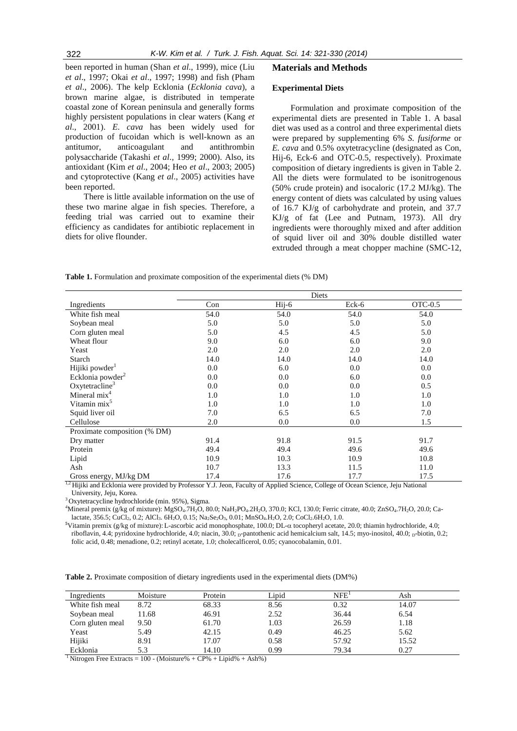been reported in human (Shan *et al*., 1999), mice (Liu *et al*., 1997; Okai *et al*., 1997; 1998) and fish (Pham *et al*., 2006). The kelp Ecklonia (*Ecklonia cava*), a brown marine algae, is distributed in temperate coastal zone of Korean peninsula and generally forms highly persistent populations in clear waters (Kang *et al*., 2001). *E. cava* has been widely used for production of fucoidan which is well-known as an antitumor, anticoagulant and antithrombin polysaccharide (Takashi *et al*., 1999; 2000). Also, its antioxidant (Kim *et al*., 2004; Heo *et al*., 2003; 2005) and cytoprotective (Kang *et al*., 2005) activities have been reported.

There is little available information on the use of these two marine algae in fish species. Therefore, a feeding trial was carried out to examine their efficiency as candidates for antibiotic replacement in diets for olive flounder.

## Materials and Methods

### Experimental Diets

Formulation and proximate composition of the experimental diets are presented in Table 1. A basal diet was used as a control and three experimental diets were prepared by supplementing 6% *S. fusiforme* or *E. cava* and 0.5% oxytetracycline (designated as Con, Hij-6, Eck-6 and OTC-0.5, respectively). Proximate composition of dietary ingredients is given in Table 2. All the diets were formulated to be isonitrogenous (50% crude protein) and isocaloric (17.2 MJ/kg). The energy content of diets was calculated by using values of 16.7 KJ/g of carbohydrate and protein, and 37.7 KJ/g of fat (Lee and Putnam, 1973). All dry ingredients were thoroughly mixed and after addition of squid liver oil and 30% double distilled water extruded through a meat chopper machine (SMC-12,

**Table 1.** Formulation and proximate composition of the experimental diets (% DM)

| | Diets | | | |
|---|---|---|---|---|
| Ingredients | Con | Hij-6 | Eck-6 | OTC-0.5 |
| White fish meal | 54.0 | 54.0 | 54.0 | 54.0 |
| Soybean meal | 5.0 | 5.0 | 5.0 | 5.0 |
| Corn gluten meal | 5.0 | 4.5 | 4.5 | 5.0 |
| Wheat flour | 9.0 | 6.0 | 6.0 | 9.0 |
| Yeast | 2.0 | 2.0 | 2.0 | 2.0 |
| Starch | 14.0 | 14.0 | 14.0 | 14.0 |
| Hijiki powder[1] | 0.0 | 6.0 | 0.0 | 0.0 |
| Ecklonia powder[2] | 0.0 | 0.0 | 6.0 | 0.0 |
| Oxytetracline[3] | 0.0 | 0.0 | 0.0 | 0.5 |
| Mineral mix[4] | 1.0 | 1.0 | 1.0 | 1.0 |
| Vitamin mix[5] | 1.0 | 1.0 | 1.0 | 1.0 |
| Squid liver oil | 7.0 | 6.5 | 6.5 | 7.0 |
| Cellulose | 2.0 | 0.0 | 0.0 | 1.5 |
| Proximate composition (% DM) | | | | |
| Dry matter | 91.4 | 91.8 | 91.5 | 91.7 |
| Protein | 49.4 | 49.4 | 49.6 | 49.6 |
| Lipid | 10.9 | 10.3 | 10.9 | 10.8 |
| Ash | 10.7 | 13.3 | 11.5 | 11.0 |
| Gross energy, MJ/kg DM | 17.4 | 17.6 | 17.7 | 17.5 |

[1,2] Hijiki and Ecklonia were provided by Professor Y.J. Jeon, Faculty of Applied Science, College of Ocean Science, Jeju National University, Jeju, Korea.

[3] Oxytetracycline hydrochloride (min. 95%), Sigma.

[4] Mineral premix (g/kg of mixture): $MgSO_4.7H_2O$, 80.0; $NaH_2PO_4.2H_2O$, 370.0; KCl, 130.0; Ferric citrate, 40.0; $ZnSO_4.7H_2O$, 20.0; Ca-lactate, 356.5; $CuCl_2$, 0.2; $AlCl_3$. $6H_2O$, 0.15; $Na_2Se_2O_3$, 0.01; $MnSO_4.H_2O$, 2.0; $CoCl_2.6H_2O$, 1.0.

[5] Vitamin premix (g/kg of mixture): L-ascorbic acid monophosphate, 100.0; DL-$\alpha$ tocopheryl acetate, 20.0; thiamin hydrochloride, 4.0; riboflavin, 4.4; pyridoxine hydrochloride, 4.0; niacin, 30.0; $_D$-pantothenic acid hemicalcium salt, 14.5; myo-inositol, 40.0; $_D$-biotin, 0.2; folic acid, 0.48; menadione, 0.2; retinyl acetate, 1.0; cholecalficerol, 0.05; cyanocobalamin, 0.01.

**Table 2.** Proximate composition of dietary ingredients used in the experimental diets (DM%)

| Ingredients | Moisture | Protein | Lipid | NFE[1] | Ash |
|---|---|---|---|---|---|
| White fish meal | 8.72 | 68.33 | 8.56 | 0.32 | 14.07 |
| Soybean meal | 11.68 | 46.91 | 2.52 | 36.44 | 6.54 |
| Corn gluten meal | 9.50 | 61.70 | 1.03 | 26.59 | 1.18 |
| Yeast | 5.49 | 42.15 | 0.49 | 46.25 | 5.62 |
| Hijiki | 8.91 | 17.07 | 0.58 | 57.92 | 15.52 |
| Ecklonia | 5.3 | 14.10 | 0.99 | 79.34 | 0.27 |

[1] Nitrogen Free Extracts = 100 - (Moisture% + CP% + Lipid% + Ash%)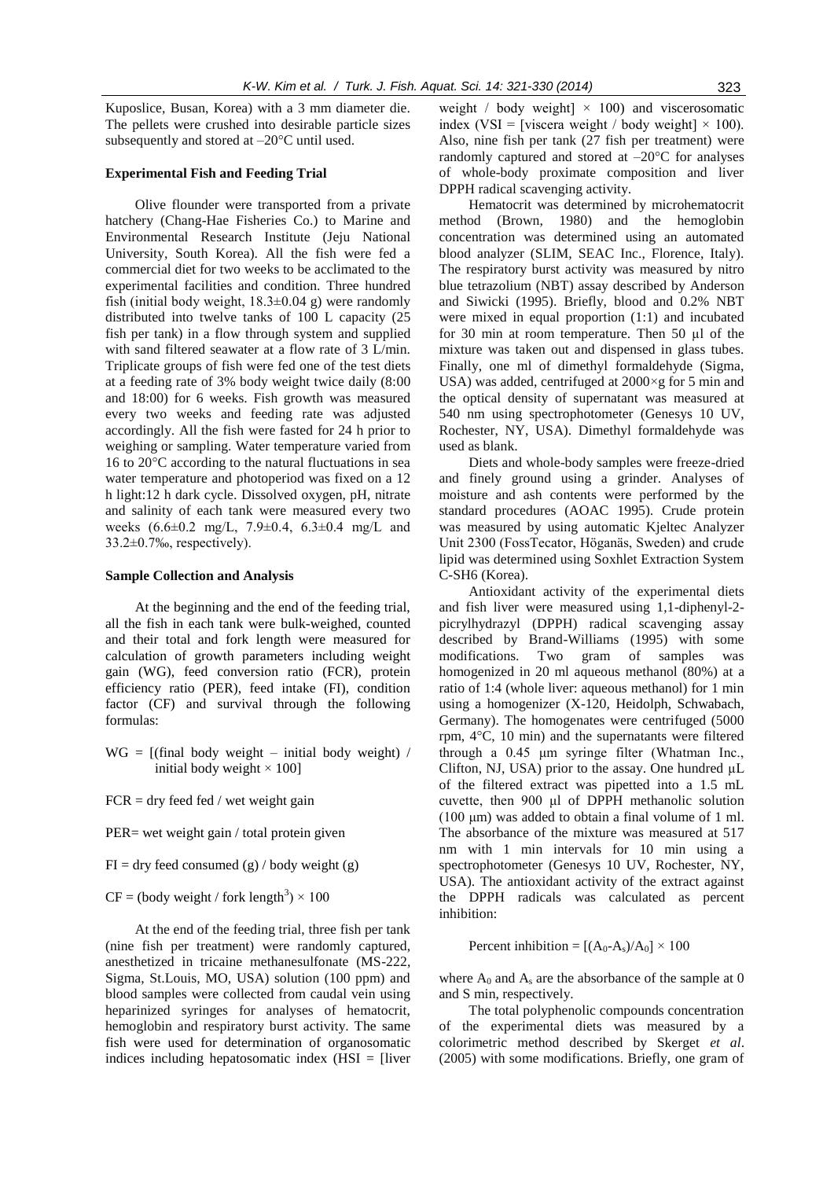Kuposlice, Busan, Korea) with a 3 mm diameter die. The pellets were crushed into desirable particle sizes subsequently and stored at –20°C until used.

### Experimental Fish and Feeding Trial

Olive flounder were transported from a private hatchery (Chang-Hae Fisheries Co.) to Marine and Environmental Research Institute (Jeju National University, South Korea). All the fish were fed a commercial diet for two weeks to be acclimated to the experimental facilities and condition. Three hundred fish (initial body weight, 18.3±0.04 g) were randomly distributed into twelve tanks of 100 L capacity (25 fish per tank) in a flow through system and supplied with sand filtered seawater at a flow rate of 3 L/min. Triplicate groups of fish were fed one of the test diets at a feeding rate of 3% body weight twice daily (8:00 and 18:00) for 6 weeks. Fish growth was measured every two weeks and feeding rate was adjusted accordingly. All the fish were fasted for 24 h prior to weighing or sampling. Water temperature varied from 16 to 20°C according to the natural fluctuations in sea water temperature and photoperiod was fixed on a 12 h light:12 h dark cycle. Dissolved oxygen, pH, nitrate and salinity of each tank were measured every two weeks (6.6±0.2 mg/L, 7.9±0.4, 6.3±0.4 mg/L and 33.2±0.7‰, respectively).

### Sample Collection and Analysis

At the beginning and the end of the feeding trial, all the fish in each tank were bulk-weighed, counted and their total and fork length were measured for calculation of growth parameters including weight gain (WG), feed conversion ratio (FCR), protein efficiency ratio (PER), feed intake (FI), condition factor (CF) and survival through the following formulas:

WG = [(final body weight – initial body weight) / initial body weight × 100]

FCR = dry feed fed / wet weight gain

PER= wet weight gain / total protein given

FI = dry feed consumed (g) / body weight (g)

CF = (body weight / fork length$^3$) × 100

At the end of the feeding trial, three fish per tank (nine fish per treatment) were randomly captured, anesthetized in tricaine methanesulfonate (MS-222, Sigma, St.Louis, MO, USA) solution (100 ppm) and blood samples were collected from caudal vein using heparinized syringes for analyses of hematocrit, hemoglobin and respiratory burst activity. The same fish were used for determination of organosomatic indices including hepatosomatic index (HSI = [liver weight / body weight] × 100) and viscerosomatic index (VSI = [viscera weight / body weight] × 100). Also, nine fish per tank (27 fish per treatment) were randomly captured and stored at –20°C for analyses of whole-body proximate composition and liver DPPH radical scavenging activity.

Hematocrit was determined by microhematocrit method (Brown, 1980) and the hemoglobin concentration was determined using an automated blood analyzer (SLIM, SEAC Inc., Florence, Italy). The respiratory burst activity was measured by nitro blue tetrazolium (NBT) assay described by Anderson and Siwicki (1995). Briefly, blood and 0.2% NBT were mixed in equal proportion (1:1) and incubated for 30 min at room temperature. Then 50 µl of the mixture was taken out and dispensed in glass tubes. Finally, one ml of dimethyl formaldehyde (Sigma, USA) was added, centrifuged at 2000×g for 5 min and the optical density of supernatant was measured at 540 nm using spectrophotometer (Genesys 10 UV, Rochester, NY, USA). Dimethyl formaldehyde was used as blank.

Diets and whole-body samples were freeze-dried and finely ground using a grinder. Analyses of moisture and ash contents were performed by the standard procedures (AOAC 1995). Crude protein was measured by using automatic Kjeltec Analyzer Unit 2300 (FossTecator, Höganäs, Sweden) and crude lipid was determined using Soxhlet Extraction System C-SH6 (Korea).

Antioxidant activity of the experimental diets and fish liver were measured using 1,1-diphenyl-2-picrylhydrazyl (DPPH) radical scavenging assay described by Brand-Williams (1995) with some modifications. Two gram of samples was homogenized in 20 ml aqueous methanol (80%) at a ratio of 1:4 (whole liver: aqueous methanol) for 1 min using a homogenizer (X-120, Heidolph, Schwabach, Germany). The homogenates were centrifuged (5000 rpm, 4°C, 10 min) and the supernatants were filtered through a 0.45 µm syringe filter (Whatman Inc., Clifton, NJ, USA) prior to the assay. One hundred µL of the filtered extract was pipetted into a 1.5 mL cuvette, then 900 µl of DPPH methanolic solution (100 µm) was added to obtain a final volume of 1 ml. The absorbance of the mixture was measured at 517 nm with 1 min intervals for 10 min using a spectrophotometer (Genesys 10 UV, Rochester, NY, USA). The antioxidant activity of the extract against the DPPH radicals was calculated as percent inhibition:

$$\text{Percent inhibition} = [(A_0 - A_s)/A_0] \times 100$$

where $A_0$ and $A_s$ are the absorbance of the sample at 0 and S min, respectively.

The total polyphenolic compounds concentration of the experimental diets was measured by a colorimetric method described by Skerget *et al*. (2005) with some modifications. Briefly, one gram of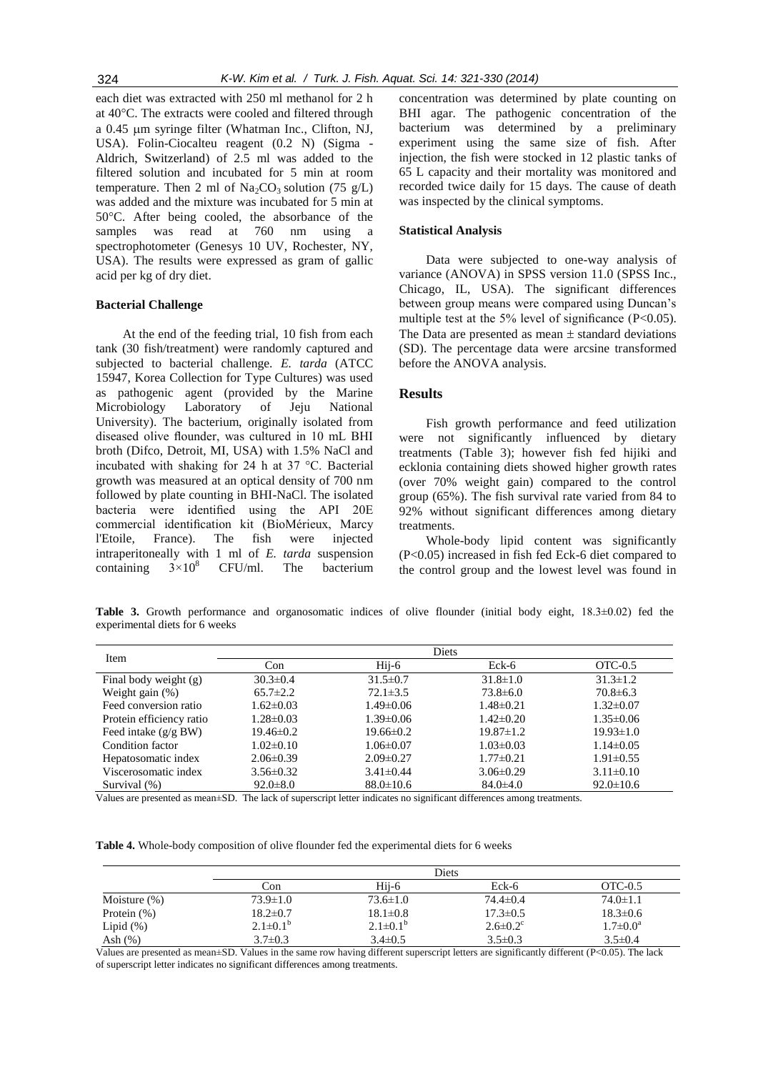each diet was extracted with 250 ml methanol for 2 h at 40°C. The extracts were cooled and filtered through a 0.45 μm syringe filter (Whatman Inc., Clifton, NJ, USA). Folin-Ciocalteu reagent (0.2 N) (Sigma - Aldrich, Switzerland) of 2.5 ml was added to the filtered solution and incubated for 5 min at room temperature. Then 2 ml of $Na_2CO_3$ solution (75 g/L) was added and the mixture was incubated for 5 min at 50°C. After being cooled, the absorbance of the samples was read at 760 nm using a spectrophotometer (Genesys 10 UV, Rochester, NY, USA). The results were expressed as gram of gallic acid per kg of dry diet.

### Bacterial Challenge

At the end of the feeding trial, 10 fish from each tank (30 fish/treatment) were randomly captured and subjected to bacterial challenge. *E. tarda* (ATCC 15947, Korea Collection for Type Cultures) was used as pathogenic agent (provided by the Marine Microbiology Laboratory of Jeju National University). The bacterium, originally isolated from diseased olive flounder, was cultured in 10 mL BHI broth (Difco, Detroit, MI, USA) with 1.5% NaCl and incubated with shaking for 24 h at 37 °C. Bacterial growth was measured at an optical density of 700 nm followed by plate counting in BHI-NaCl. The isolated bacteria were identified using the API 20E commercial identification kit (BioMérieux, Marcy l'Etoile, France). The fish were injected intraperitoneally with 1 ml of *E. tarda* suspension containing $3\times10^8$ CFU/ml. The bacterium concentration was determined by plate counting on BHI agar. The pathogenic concentration of the bacterium was determined by a preliminary experiment using the same size of fish. After injection, the fish were stocked in 12 plastic tanks of 65 L capacity and their mortality was monitored and recorded twice daily for 15 days. The cause of death was inspected by the clinical symptoms.

### Statistical Analysis

Data were subjected to one-way analysis of variance (ANOVA) in SPSS version 11.0 (SPSS Inc., Chicago, IL, USA). The significant differences between group means were compared using Duncan's multiple test at the 5% level of significance ($P<0.05$). The Data are presented as mean ± standard deviations (SD). The percentage data were arcsine transformed before the ANOVA analysis.

## Results

Fish growth performance and feed utilization were not significantly influenced by dietary treatments (Table 3); however fish fed hijiki and ecklonia containing diets showed higher growth rates (over 70% weight gain) compared to the control group (65%). The fish survival rate varied from 84 to 92% without significant differences among dietary treatments.

Whole-body lipid content was significantly ($P<0.05$) increased in fish fed Eck-6 diet compared to the control group and the lowest level was found in

**Table 3.** Growth performance and organosomatic indices of olive flounder (initial body eight, 18.3±0.02) fed the experimental diets for 6 weeks

| Item | Diets | | | |
|---|---|---|---|---|
| | Con | Hij-6 | Eck-6 | OTC-0.5 |
| Final body weight (g) | 30.3±0.4 | 31.5±0.7 | 31.8±1.0 | 31.3±1.2 |
| Weight gain (%) | 65.7±2.2 | 72.1±3.5 | 73.8±6.0 | 70.8±6.3 |
| Feed conversion ratio | 1.62±0.03 | 1.49±0.06 | 1.48±0.21 | 1.32±0.07 |
| Protein efficiency ratio | 1.28±0.03 | 1.39±0.06 | 1.42±0.20 | 1.35±0.06 |
| Feed intake (g/g BW) | 19.46±0.2 | 19.66±0.2 | 19.87±1.2 | 19.93±1.0 |
| Condition factor | 1.02±0.10 | 1.06±0.07 | 1.03±0.03 | 1.14±0.05 |
| Hepatosomatic index | 2.06±0.39 | 2.09±0.27 | 1.77±0.21 | 1.91±0.55 |
| Viscerosomatic index | 3.56±0.32 | 3.41±0.44 | 3.06±0.29 | 3.11±0.10 |
| Survival (%) | 92.0±8.0 | 88.0±10.6 | 84.0±4.0 | 92.0±10.6 |

Values are presented as mean±SD. The lack of superscript letter indicates no significant differences among treatments.

**Table 4.** Whole-body composition of olive flounder fed the experimental diets for 6 weeks

| | Diets | | | |
|---|---|---|---|---|
| | Con | Hij-6 | Eck-6 | OTC-0.5 |
| Moisture (%) | 73.9±1.0 | 73.6±1.0 | 74.4±0.4 | 74.0±1.1 |
| Protein (%) | 18.2±0.7 | 18.1±0.8 | 17.3±0.5 | 18.3±0.6 |
| Lipid (%) | $2.1\pm0.1^b$ | $2.1\pm0.1^b$ | $2.6\pm0.2^c$ | $1.7\pm0.0^a$ |
| Ash (%) | 3.7±0.3 | 3.4±0.5 | 3.5±0.3 | 3.5±0.4 |

Values are presented as mean±SD. Values in the same row having different superscript letters are significantly different ($P<0.05$). The lack of superscript letter indicates no significant differences among treatments.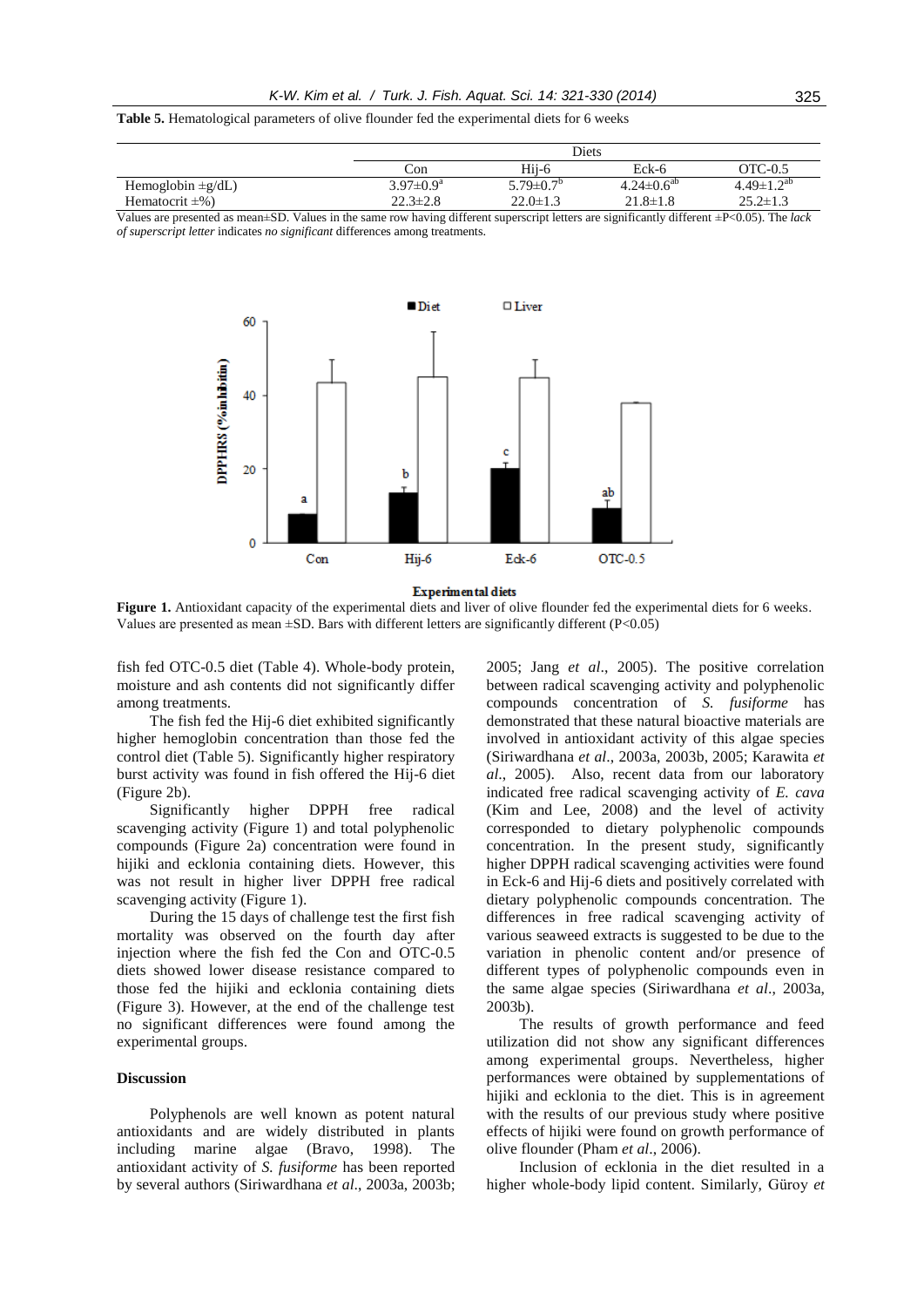**Table 5.** Hematological parameters of olive flounder fed the experimental diets for 6 weeks

| | Diets | | | |
|---|---|---|---|---|
| | Con | Hij-6 | Eck-6 | OTC-0.5 |
| Hemoglobin ±g/dL) | $3.97\pm0.9^{a}$ | $5.79\pm0.7^{b}$ | $4.24\pm0.6^{ab}$ | $4.49\pm1.2^{ab}$ |
| Hematocrit ±%) | 22.3±2.8 | 22.0±1.3 | 21.8±1.8 | 25.2±1.3 |

Values are presented as mean±SD. Values in the same row having different superscript letters are significantly different ±P<0.05). The *lack of superscript letter* indicates *no significant* differences among treatments.

**Figure 1.** Antioxidant capacity of the experimental diets and liver of olive flounder fed the experimental diets for 6 weeks. Values are presented as mean ±SD. Bars with different letters are significantly different (P<0.05)

fish fed OTC-0.5 diet (Table 4). Whole-body protein, moisture and ash contents did not significantly differ among treatments.

The fish fed the Hij-6 diet exhibited significantly higher hemoglobin concentration than those fed the control diet (Table 5). Significantly higher respiratory burst activity was found in fish offered the Hij-6 diet (Figure 2b).

Significantly higher DPPH free radical scavenging activity (Figure 1) and total polyphenolic compounds (Figure 2a) concentration were found in hijiki and ecklonia containing diets. However, this was not result in higher liver DPPH free radical scavenging activity (Figure 1).

During the 15 days of challenge test the first fish mortality was observed on the fourth day after injection where the fish fed the Con and OTC-0.5 diets showed lower disease resistance compared to those fed the hijiki and ecklonia containing diets (Figure 3). However, at the end of the challenge test no significant differences were found among the experimental groups.

## Discussion

Polyphenols are well known as potent natural antioxidants and are widely distributed in plants including marine algae (Bravo, 1998). The antioxidant activity of *S. fusiforme* has been reported by several authors (Siriwardhana *et al*., 2003a, 2003b; 2005; Jang *et al*., 2005). The positive correlation between radical scavenging activity and polyphenolic compounds concentration of *S. fusiforme* has demonstrated that these natural bioactive materials are involved in antioxidant activity of this algae species (Siriwardhana *et al*., 2003a, 2003b, 2005; Karawita *et al*., 2005). Also, recent data from our laboratory indicated free radical scavenging activity of *E. cava* (Kim and Lee, 2008) and the level of activity corresponded to dietary polyphenolic compounds concentration. In the present study, significantly higher DPPH radical scavenging activities were found in Eck-6 and Hij-6 diets and positively correlated with dietary polyphenolic compounds concentration. The differences in free radical scavenging activity of various seaweed extracts is suggested to be due to the variation in phenolic content and/or presence of different types of polyphenolic compounds even in the same algae species (Siriwardhana *et al*., 2003a, 2003b).

The results of growth performance and feed utilization did not show any significant differences among experimental groups. Nevertheless, higher performances were obtained by supplementations of hijiki and ecklonia to the diet. This is in agreement with the results of our previous study where positive effects of hijiki were found on growth performance of olive flounder (Pham *et al*., 2006).

Inclusion of ecklonia in the diet resulted in a higher whole-body lipid content. Similarly, Güroy *et*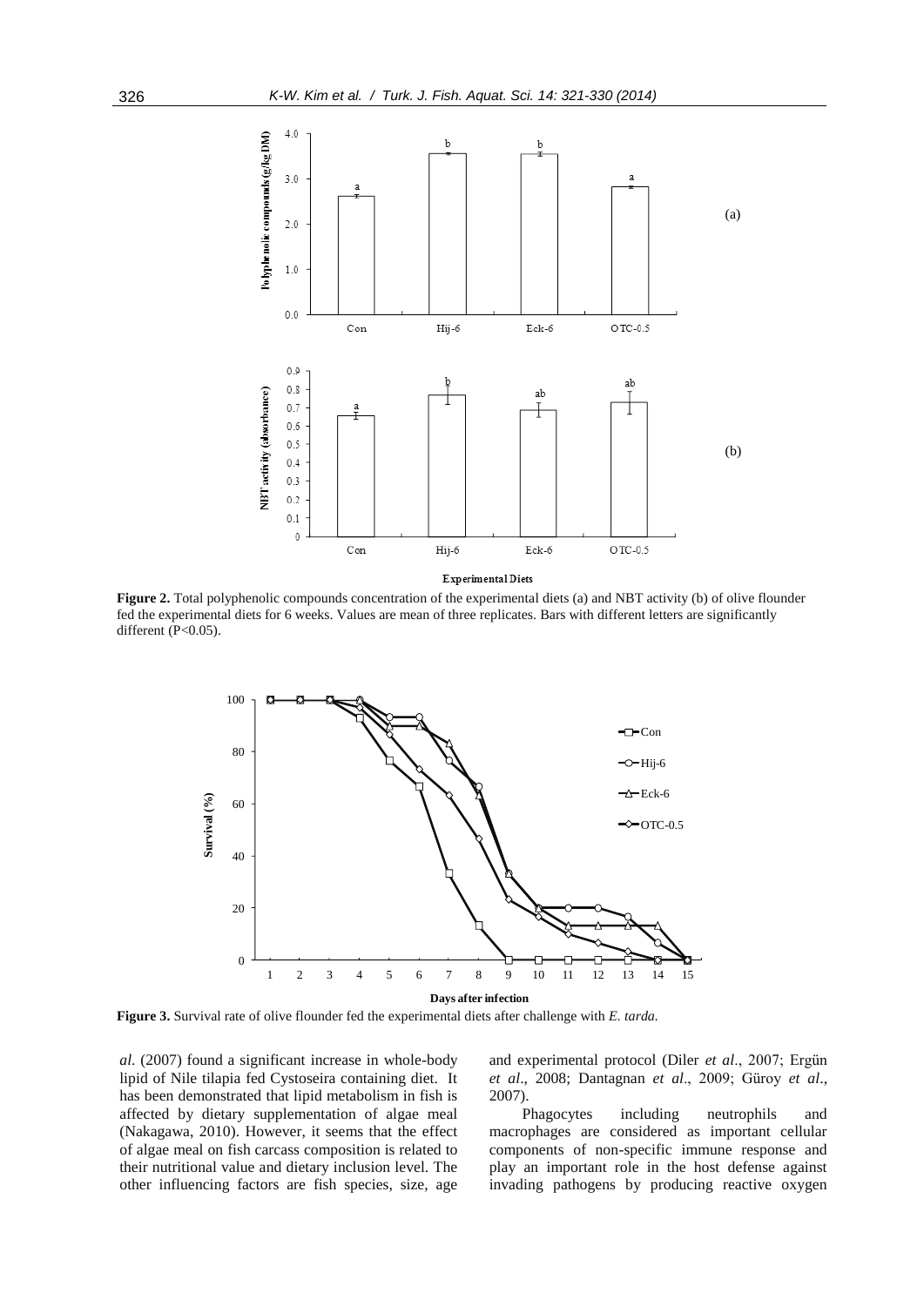**Figure 2.** Total polyphenolic compounds concentration of the experimental diets (a) and NBT activity (b) of olive flounder fed the experimental diets for 6 weeks. Values are mean of three replicates. Bars with different letters are significantly different (P<0.05).

**Figure 3.** Survival rate of olive flounder fed the experimental diets after challenge with *E. tarda*.

*al*. (2007) found a significant increase in whole-body lipid of Nile tilapia fed Cystoseira containing diet. It has been demonstrated that lipid metabolism in fish is affected by dietary supplementation of algae meal (Nakagawa, 2010). However, it seems that the effect of algae meal on fish carcass composition is related to their nutritional value and dietary inclusion level. The other influencing factors are fish species, size, age and experimental protocol (Diler *et al*., 2007; Ergün *et al*., 2008; Dantagnan *et al*., 2009; Güroy *et al*., 2007).

Phagocytes including neutrophils and macrophages are considered as important cellular components of non-specific immune response and play an important role in the host defense against invading pathogens by producing reactive oxygen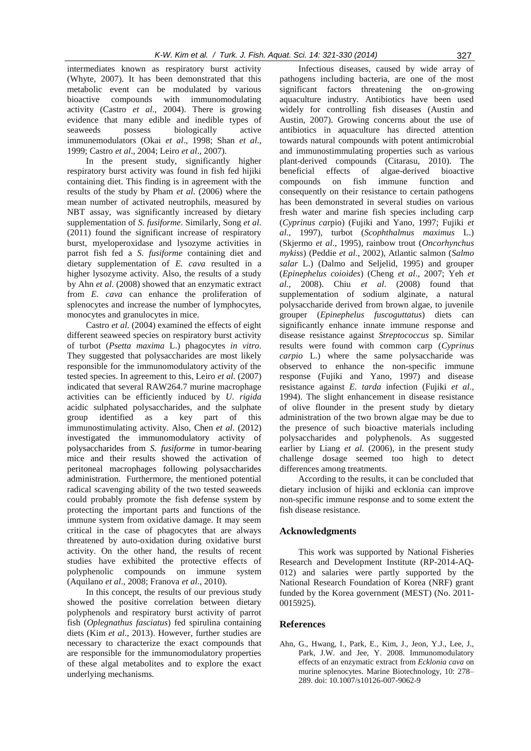intermediates known as respiratory burst activity (Whyte, 2007). It has been demonstrated that this metabolic event can be modulated by various bioactive compounds with immunomodulating activity (Castro *et al*., 2004). There is growing evidence that many edible and inedible types of seaweeds possess biologically active immunemodulators (Okai *et al*., 1998; Shan *et al*., 1999; Castro *et al*., 2004; Leiro *et al*., 2007).

In the present study, significantly higher respiratory burst activity was found in fish fed hijiki containing diet. This finding is in agreement with the results of the study by Pham *et al*. (2006) where the mean number of activated neutrophils, measured by NBT assay, was significantly increased by dietary supplementation of *S. fusiforme*. Similarly, Song *et al*. (2011) found the significant increase of respiratory burst, myeloperoxidase and lysozyme activities in parrot fish fed a *S. fusiforme* containing diet and dietary supplementation of *E. cava* resulted in a higher lysozyme activity. Also, the results of a study by Ahn *et al.* (2008) showed that an enzymatic extract from *E. cava* can enhance the proliferation of splenocytes and increase the number of lymphocytes, monocytes and granulocytes in mice.

Castro *et al.* (2004) examined the effects of eight different seaweed species on respiratory burst activity of turbot (*Psetta maxima* L.) phagocytes *in vitro*. They suggested that polysaccharides are most likely responsible for the immunomodulatory activity of the tested species. In agreement to this, Leiro *et al*. (2007) indicated that several RAW264.7 murine macrophage activities can be efficiently induced by *U. rigida* acidic sulphated polysaccharides, and the sulphate group identified as a key part of this immunostimulating activity. Also, Chen *et al*. (2012) investigated the immunomodulatory activity of polysaccharides from *S. fusiforme* in tumor-bearing mice and their results showed the activation of peritoneal macrophages following polysaccharides administration. Furthermore, the mentioned potential radical scavenging ability of the two tested seaweeds could probably promote the fish defense system by protecting the important parts and functions of the immune system from oxidative damage. It may seem critical in the case of phagocytes that are always threatened by auto-oxidation during oxidative burst activity. On the other hand, the results of recent studies have exhibited the protective effects of polyphenolic compounds on immune system (Aquilano *et al*., 2008; Franova *et al*., 2010).

In this concept, the results of our previous study showed the positive correlation between dietary polyphenols and respiratory burst activity of parrot fish (*Oplegnathus fasciatus*) fed spirulina containing diets (Kim *et al*., 2013). However, further studies are necessary to characterize the exact compounds that are responsible for the immunomodulatory properties of these algal metabolites and to explore the exact underlying mechanisms.

Infectious diseases, caused by wide array of pathogens including bacteria, are one of the most significant factors threatening the on-growing aquaculture industry. Antibiotics have been used widely for controlling fish diseases (Austin and Austin, 2007). Growing concerns about the use of antibiotics in aquaculture has directed attention towards natural compounds with potent antimicrobial and immunostimmulating properties such as various plant-derived compounds (Citarasu, 2010). The beneficial effects of algae-derived bioactive compounds on fish immune function and consequently on their resistance to certain pathogens has been demonstrated in several studies on various fresh water and marine fish species including carp (*Cyprinus ca*rpio) (Fujiki and Yano, 1997; Fujiki *et al*., 1997), turbot (*Scophthalmus maximus* L.) (Skjermo *et al*., 1995), rainbow trout (*Oncorhynchus mykiss*) (Peddie *et al*., 2002), Atlantic salmon (*Salmo salar* L.) (Dalmo and Seljelid, 1995) and grouper (*Epinephelus coioides*) (Cheng *et al*., 2007; Yeh *et al*., 2008). Chiu *et al*. (2008) found that supplementation of sodium alginate, a natural polysaccharide derived from brown algae, to juvenile grouper (*Epinephelus fuscoguttatus*) diets can significantly enhance innate immune response and disease resistance against *Streptococcus* sp. Similar results were found with common carp (*Cyprinus carpio* L.) where the same polysaccharide was observed to enhance the non-specific immune response (Fujiki and Yano, 1997) and disease resistance against *E. tarda* infection (Fujiki *et al*., 1994). The slight enhancement in disease resistance of olive flounder in the present study by dietary administration of the two brown algae may be due to the presence of such bioactive materials including polysaccharides and polyphenols. As suggested earlier by Liang *et al.* (2006), in the present study challenge dosage seemed too high to detect differences among treatments.

According to the results, it can be concluded that dietary inclusion of hijiki and ecklonia can improve non-specific immune response and to some extent the fish disease resistance.

## Acknowledgments

This work was supported by National Fisheries Research and Development Institute (RP-2014-AQ-012) and salaries were partly supported by the National Research Foundation of Korea (NRF) grant funded by the Korea government (MEST) (No. 2011-0015925).

## References

Ahn, G., Hwang, I., Park, E., Kim, J., Jeon, Y.J., Lee, J., Park, J.W. and Jee, Y. 2008. Immunomodulatory effects of an enzymatic extract from *Ecklonia cava* on murine splenocytes. Marine Biotechnology, 10: 278–289. doi: 10.1007/s10126-007-9062-9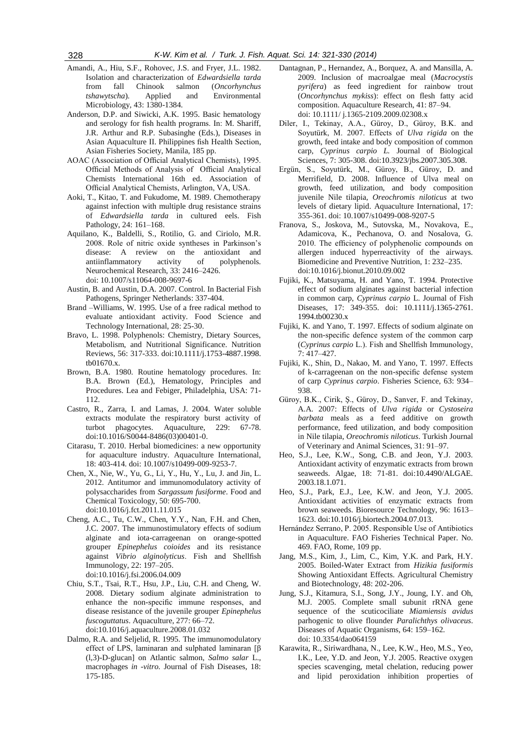Amandi, A., Hiu, S.F., Rohovec, J.S. and Fryer, J.L. 1982. Isolation and characterization of *Edwardsiella tarda* from fall Chinook salmon (*Oncorhynchus tshawytscha*). Applied and Environmental Microbiology, 43: 1380-1384.

Anderson, D.P. and Siwicki, A.K. 1995. Basic hematology and serology for fish health programs. In: M. Shariff, J.R. Arthur and R.P. Subasinghe (Eds.), Diseases in Asian Aquaculture II. Philippines fish Health Section, Asian Fisheries Society, Manila, 185 pp.

AOAC (Association of Official Analytical Chemists), 1995. Official Methods of Analysis of Official Analytical Chemists International 16th ed. Association of Official Analytical Chemists, Arlington, VA, USA.

Aoki, T., Kitao, T. and Fukudome, M. 1989. Chemotherapy against infection with multiple drug resistance strains of *Edwardsiella tarda* in cultured eels. Fish Pathology, 24: 161–168.

Aquilano, K., Baldelli, S., Rotilio, G. and Ciriolo, M.R. 2008. Role of nitric oxide syntheses in Parkinson's disease: A review on the antioxidant and antiinflammatory activity of polyphenols. Neurochemical Research, 33: 2416–2426. doi: 10.1007/s11064-008-9697-6

Austin, B. and Austin, D.A. 2007. Control. In Bacterial Fish Pathogens, Springer Netherlands: 337-404.

Brand –Williams, W. 1995. Use of a free radical method to evaluate antioxidant activity. Food Science and Technology International, 28: 25-30.

Bravo, L. 1998. Polyphenols: Chemistry, Dietary Sources, Metabolism, and Nutritional Significance. Nutrition Reviews, 56: 317-333. doi:10.1111/j.1753-4887.1998.tb01670.x.

Brown, B.A. 1980. Routine hematology procedures. In: B.A. Brown (Ed.), Hematology, Principles and Procedures. Lea and Febiger, Philadelphia, USA: 71-112.

Castro, R., Zarra, I. and Lamas, J. 2004. Water soluble extracts modulate the respiratory burst activity of turbot phagocytes. Aquaculture, 229: 67-78. doi:10.1016/S0044-8486(03)00401-0.

Citarasu, T. 2010. Herbal biomedicines: a new opportunity for aquaculture industry. Aquaculture International, 18: 403-414. doi: 10.1007/s10499-009-9253-7.

Chen, X., Nie, W., Yu, G., Li, Y., Hu, Y., Lu, J. and Jin, L. 2012. Antitumor and immunomodulatory activity of polysaccharides from *Sargassum fusiforme*. Food and Chemical Toxicology, 50: 695-700. doi:10.1016/j.fct.2011.11.015

Cheng, A.C., Tu, C.W., Chen, Y.Y., Nan, F.H. and Chen, J.C. 2007. The immunostimulatory effects of sodium alginate and iota-carrageenan on orange-spotted grouper *Epinephelus coioides* and its resistance against *Vibrio alginolyticus*. Fish and Shellfish Immunology, 22: 197–205. doi:10.1016/j.fsi.2006.04.009

Chiu, S.T., Tsai, R.T., Hsu, J.P., Liu, C.H. and Cheng, W. 2008. Dietary sodium alginate administration to enhance the non-specific immune responses, and disease resistance of the juvenile grouper *Epinephelus fuscoguttatus*. Aquaculture, 277: 66–72. doi:10.1016/j.aquaculture.2008.01.032

Dalmo, R.A. and Seljelid, R. 1995. The immunomodulatory effect of LPS, laminaran and sulphated laminaran [β (l,3)-D-glucan] on Atlantic salmon, *Salmo salar* L., macrophages *in -vitro.* Journal of Fish Diseases, 18: 175-185.

Dantagnan, P., Hernandez, A., Borquez, A. and Mansilla, A. 2009. Inclusion of macroalgae meal (*Macrocystis pyrifera*) as feed ingredient for rainbow trout (*Oncorhynchus mykiss*): effect on flesh fatty acid composition. Aquaculture Research, 41: 87–94. doi: 10.1111/ j.1365-2109.2009.02308.x

Diler, I., Tekinay, A.A., Güroy, D., Güroy, B.K. and Soyutürk, M. 2007. Effects of *Ulva rigida* on the growth, feed intake and body composition of common carp, *Cyprinus carpio L.* Journal of Biological Sciences, 7: 305-308. doi:10.3923/jbs.2007.305.308.

Ergün, S., Soyutürk, M., Güroy, B., Güroy, D. and Merrifield, D. 2008. Influence of Ulva meal on growth, feed utilization, and body composition juvenile Nile tilapia, *Oreochromis niloticus* at two levels of dietary lipid. Aquaculture International, 17: 355-361. doi: 10.1007/s10499-008-9207-5

Franova, S., Joskova, M., Sutovska, M., Novakova, E., Adamicova, K., Pechanova, O. and Nosalova, G. 2010. The efficiency of polyphenolic compounds on allergen induced hyperreactivity of the airways. Biomedicine and Preventive Nutrition, 1: 232–235. doi:10.1016/j.bionut.2010.09.002

Fujiki, K., Matsuyama, H. and Yano, T. 1994. Protective effect of sodium alginates against bacterial infection in common carp, *Cyprinus carpio* L. Journal of Fish Diseases, 17: 349-355. doi: 10.1111/j.1365-2761.1994.tb00230.x

Fujiki, K. and Yano, T. 1997. Effects of sodium alginate on the non-specific defence system of the common carp (*Cyprinus carpio* L.). Fish and Shellfish Immunology, 7: 417–427.

Fujiki, K., Shin, D., Nakao, M. and Yano, T. 1997. Effects of k-carrageenan on the non-specific defense system of carp *Cyprinus carpio*. Fisheries Science, 63: 934–938.

Güroy, B.K., Cirik, Ş., Güroy, D., Sanver, F. and Tekinay, A.A. 2007: Effects of *Ulva rigida* or *Cystoseira barbata* meals as a feed additive on growth performance, feed utilization, and body composition in Nile tilapia, *Oreochromis niloticus*. Turkish Journal of Veterinary and Animal Sciences, 31: 91–97.

Heo, S.J., Lee, K.W., Song, C.B. and Jeon, Y.J. 2003. Antioxidant activity of enzymatic extracts from brown seaweeds. Algae, 18: 71-81. doi:10.4490/ALGAE.2003.18.1.071.

Heo, S.J., Park, E.J., Lee, K.W. and Jeon, Y.J. 2005. Antioxidant activities of enzymatic extracts from brown seaweeds. Bioresource Technology, 96: 1613–1623. doi:10.1016/j.biortech.2004.07.013.

Hernández Serrano, P. 2005. Responsible Use of Antibiotics in Aquaculture. FAO Fisheries Technical Paper. No. 469. FAO, Rome, 109 pp.

Jang, M.S., Kim, J., Lim, C., Kim, Y.K. and Park, H.Y. 2005. Boiled-Water Extract from *Hizikia fusiformis* Showing Antioxidant Effects. Agricultural Chemistry and Biotechnology, 48: 202-206.

Jung, S.J., Kitamura, S.I., Song, J.Y., Joung, I.Y. and Oh, M.J. 2005. Complete small subunit rRNA gene sequence of the scuticociliate *Miamiensis avidus* parhogenic to olive flounder *Paralichthys olivaceus*. Diseases of Aquatic Organisms, 64: 159–162. doi: 10.3354/dao064159

Karawita, R., Siriwardhana, N., Lee, K.W., Heo, M.S., Yeo, I.K., Lee, Y.D. and Jeon, Y.J. 2005. Reactive oxygen species scavenging, metal chelation, reducing power and lipid peroxidation inhibition properties of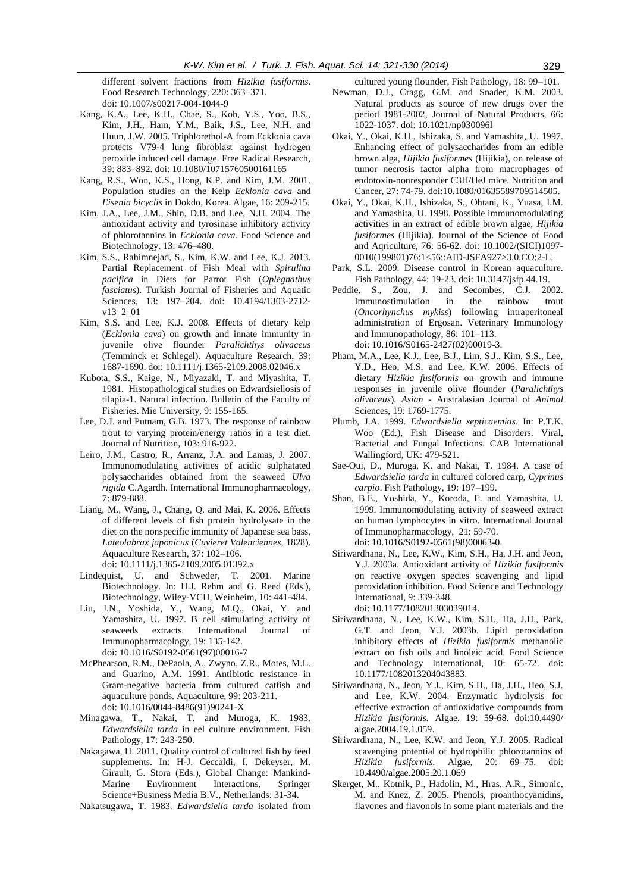different solvent fractions from *Hizikia fusiformis*. Food Research Technology, 220: 363–371. doi: 10.1007/s00217-004-1044-9

Kang, K.A., Lee, K.H., Chae, S., Koh, Y.S., Yoo, B.S., Kim, J.H., Ham, Y.M., Baik, J.S., Lee, N.H. and Huun, J.W. 2005. Triphlorethol-A from Ecklonia cava protects V79-4 lung fibroblast against hydrogen peroxide induced cell damage. Free Radical Research, 39: 883–892. doi: 10.1080/10715760500161165

Kang, R.S., Won, K.S., Hong, K.P. and Kim, J.M. 2001. Population studies on the Kelp *Ecklonia cava* and *Eisenia bicyclis* in Dokdo, Korea. Algae, 16: 209-215.

Kim, J.A., Lee, J.M., Shin, D.B. and Lee, N.H. 2004. The antioxidant activity and tyrosinase inhibitory activity of phlorotannins in *Ecklonia cava*. Food Science and Biotechnology, 13: 476–480.

Kim, S.S., Rahimnejad, S., Kim, K.W. and Lee, K.J. 2013. Partial Replacement of Fish Meal with *Spirulina pacifica* in Diets for Parrot Fish (*Oplegnathus fasciatus*). Turkish Journal of Fisheries and Aquatic Sciences, 13: 197–204. doi: 10.4194/1303-2712-v13_2_01

Kim, S.S. and Lee, K.J. 2008. Effects of dietary kelp (*Ecklonia cava*) on growth and innate immunity in juvenile olive flounder *Paralichthys olivaceus* (Temminck et Schlegel). Aquaculture Research, 39: 1687-1690. doi: 10.1111/j.1365-2109.2008.02046.x

Kubota, S.S., Kaige, N., Miyazaki, T. and Miyashita, T. 1981. Histopathological studies on Edwardsiellosis of tilapia-1. Natural infection. Bulletin of the Faculty of Fisheries. Mie University, 9: 155-165.

Lee, D.J. and Putnam, G.B. 1973. The response of rainbow trout to varying protein/energy ratios in a test diet. Journal of Nutrition, 103: 916-922.

Leiro, J.M., Castro, R., Arranz, J.A. and Lamas, J. 2007. Immunomodulating activities of acidic sulphatated polysaccharides obtained from the seaweed *Ulva rigida* C.Agardh. International Immunopharmacology, 7: 879-888.

Liang, M., Wang, J., Chang, Q. and Mai, K. 2006. Effects of different levels of fish protein hydrolysate in the diet on the nonspecific immunity of Japanese sea bass, *Lateolabrax japonicus* (*Cuvieret Valenciennes*, 1828). Aquaculture Research, 37: 102–106. doi: 10.1111/j.1365-2109.2005.01392.x

Lindequist, U. and Schweder, T. 2001. Marine Biotechnology. In: H.J. Rehm and G. Reed (Eds.), Biotechnology, Wiley-VCH, Weinheim, 10: 441-484.

Liu, J.N., Yoshida, Y., Wang, M.Q., Okai, Y. and Yamashita, U. 1997. B cell stimulating activity of seaweeds extracts. International Journal of Immunopharmacology, 19: 135-142. doi: 10.1016/S0192-0561(97)00016-7

McPhearson, R.M., DePaola, A., Zwyno, Z.R., Motes, M.L. and Guarino, A.M. 1991. Antibiotic resistance in Gram-negative bacteria from cultured catfish and aquaculture ponds. Aquaculture, 99: 203-211. doi: 10.1016/0044-8486(91)90241-X

Minagawa, T., Nakai, T. and Muroga, K. 1983. *Edwardsiella tarda* in eel culture environment. Fish Pathology, 17: 243-250.

Nakagawa, H. 2011. Quality control of cultured fish by feed supplements. In: H-J. Ceccaldi, I. Dekeyser, M. Girault, G. Stora (Eds.), Global Change: Mankind-Marine Environment Interactions, Springer Science+Business Media B.V., Netherlands: 31-34.

Nakatsugawa, T. 1983. *Edwardsiella tarda* isolated from cultured young flounder, Fish Pathology, 18: 99–101.

Newman, D.J., Cragg, G.M. and Snader, K.M. 2003. Natural products as source of new drugs over the period 1981-2002, Journal of Natural Products, 66: 1022-1037. doi: 10.1021/np030096l

Okai, Y., Okai, K.H., Ishizaka, S. and Yamashita, U. 1997. Enhancing effect of polysaccharides from an edible brown alga, *Hijikia fusiformes* (Hijikia), on release of tumor necrosis factor alpha from macrophages of endotoxin-nonresponder C3H/HeJ mice. Nutrition and Cancer, 27: 74-79. doi:10.1080/01635589709514505.

Okai, Y., Okai, K.H., Ishizaka, S., Ohtani, K., Yuasa, I.M. and Yamashita, U. 1998. Possible immunomodulating activities in an extract of edible brown algae, *Hijikia fusiformes* (Hijikia). Journal of the Science of Food and Aqriculture, 76: 56-62. doi: 10.1002/(SICI)1097-0010(199801)76:1<56::AID-JSFA927>3.0.CO;2-L.

Park, S.L. 2009. Disease control in Korean aquaculture. Fish Pathology, 44: 19-23. doi: 10.3147/jsfp.44.19.

Peddie, S., Zou, J. and Secombes, C.J. 2002. Immunostimulation in the rainbow trout (*Oncorhynchus mykiss*) following intraperitoneal administration of Ergosan. Veterinary Immunology and Immunopathology, 86: 101–113. doi: 10.1016/S0165-2427(02)00019-3.

Pham, M.A., Lee, K.J., Lee, B.J., Lim, S.J., Kim, S.S., Lee, Y.D., Heo, M.S. and Lee, K.W. 2006. Effects of dietary *Hizikia fusiformis* on growth and immune responses in juvenile olive flounder (*Paralichthys olivaceus*). *Asian* - Australasian Journal of *Animal* Sciences, 19: 1769-1775.

Plumb, J.A. 1999. *Edwardsiella septicaemias*. In: P.T.K. Woo (Ed.), Fish Disease and Disorders. Viral, Bacterial and Fungal Infections. CAB International Wallingford, UK: 479-521.

Sae-Oui, D., Muroga, K. and Nakai, T. 1984. A case of *Edwardsiella tarda* in cultured colored carp, *Cyprinus carpio*. Fish Pathology, 19: 197–199.

Shan, B.E., Yoshida, Y., Koroda, E. and Yamashita, U. 1999. Immunomodulating activity of seaweed extract on human lymphocytes in vitro. International Journal of Immunopharmacology, 21: 59-70. doi: 10.1016/S0192-0561(98)00063-0.

Siriwardhana, N., Lee, K.W., Kim, S.H., Ha, J.H. and Jeon, Y.J. 2003a. Antioxidant activity of *Hizikia fusiformis* on reactive oxygen species scavenging and lipid peroxidation inhibition. Food Science and Technology International, 9: 339-348. doi: 10.1177/108201303039014.

Siriwardhana, N., Lee, K.W., Kim, S.H., Ha, J.H., Park, G.T. and Jeon, Y.J. 2003b. Lipid peroxidation inhibitory effects of *Hizikia fusiformis* methanolic extract on fish oils and linoleic acid. Food Science and Technology International, 10: 65-72. doi: 10.1177/1082013204043883.

Siriwardhana, N., Jeon, Y.J., Kim, S.H., Ha, J.H., Heo, S.J. and Lee, K.W. 2004. Enzymatic hydrolysis for effective extraction of antioxidative compounds from *Hizikia fusiformis.* Algae, 19: 59-68. doi:10.4490/algae.2004.19.1.059.

Siriwardhana, N., Lee, K.W. and Jeon, Y.J. 2005. Radical scavenging potential of hydrophilic phlorotannins of *Hizikia fusiformis.* Algae, 20: 69–75. doi: 10.4490/algae.2005.20.1.069

Skerget, M., Kotnik, P., Hadolin, M., Hras, A.R., Simonic, M. and Knez, Z. 2005. Phenols, proanthocyanidins, flavones and flavonols in some plant materials and the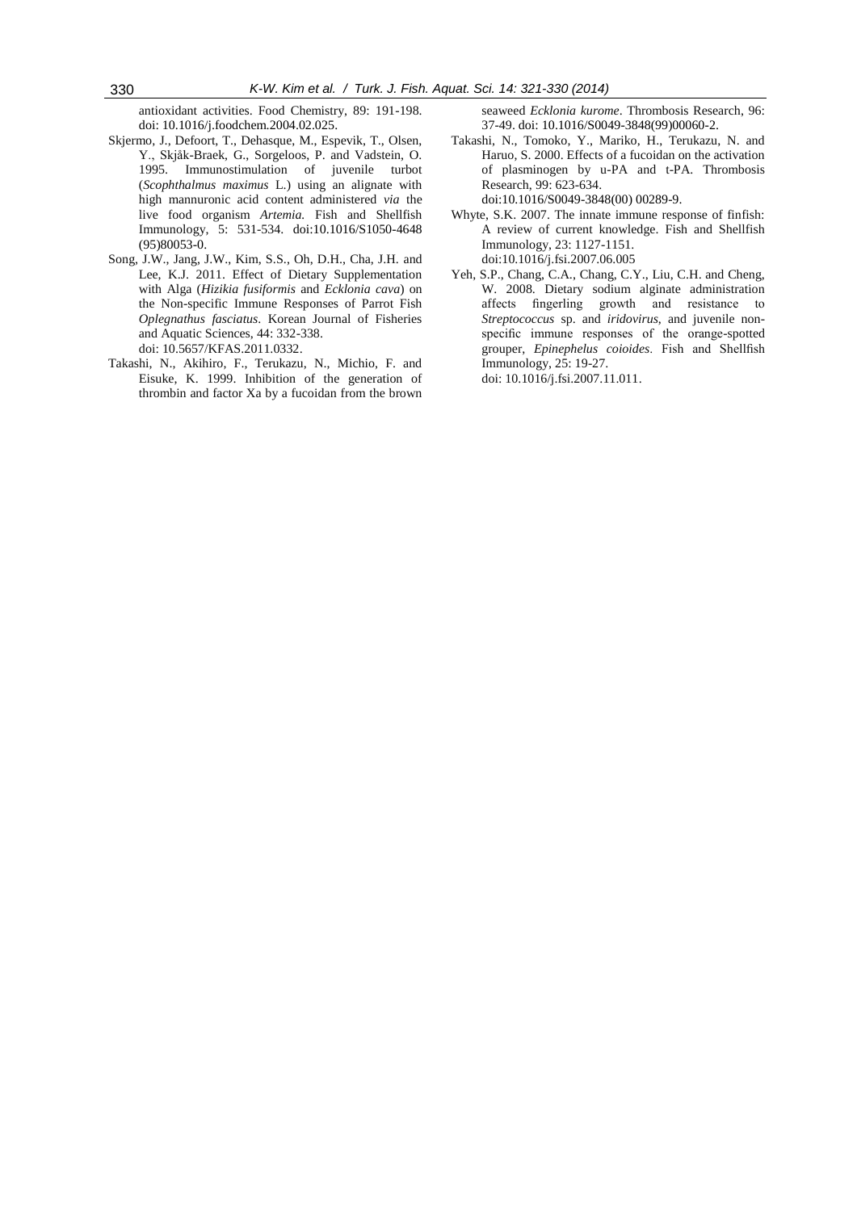antioxidant activities. Food Chemistry, 89: 191-198. doi: 10.1016/j.foodchem.2004.02.025.

Skjermo, J., Defoort, T., Dehasque, M., Espevik, T., Olsen, Y., Skjåk-Braek, G., Sorgeloos, P. and Vadstein, O. 1995. Immunostimulation of juvenile turbot (*Scophthalmus maximus* L.) using an alignate with high mannuronic acid content administered *via* the live food organism *Artemia.* Fish and Shellfish Immunology, 5: 531-534. doi:10.1016/S1050-4648 (95)80053-0.

Song, J.W., Jang, J.W., Kim, S.S., Oh, D.H., Cha, J.H. and Lee, K.J. 2011. Effect of Dietary Supplementation with Alga (*Hizikia fusiformis* and *Ecklonia cava*) on the Non-specific Immune Responses of Parrot Fish *Oplegnathus fasciatus*. Korean Journal of Fisheries and Aquatic Sciences, 44: 332-338. doi: 10.5657/KFAS.2011.0332.

Takashi, N., Akihiro, F., Terukazu, N., Michio, F. and Eisuke, K. 1999. Inhibition of the generation of thrombin and factor Xa by a fucoidan from the brown seaweed *Ecklonia kurome*. Thrombosis Research, 96: 37-49. doi: 10.1016/S0049-3848(99)00060-2.

Takashi, N., Tomoko, Y., Mariko, H., Terukazu, N. and Haruo, S. 2000. Effects of a fucoidan on the activation of plasminogen by u-PA and t-PA. Thrombosis Research, 99: 623-634. doi:10.1016/S0049-3848(00) 00289-9.

Whyte, S.K. 2007. The innate immune response of finfish: A review of current knowledge. Fish and Shellfish Immunology, 23: 1127-1151. doi:10.1016/j.fsi.2007.06.005

Yeh, S.P., Chang, C.A., Chang, C.Y., Liu, C.H. and Cheng, W. 2008. Dietary sodium alginate administration affects fingerling growth and resistance to *Streptococcus* sp. and *iridovirus*, and juvenile non-specific immune responses of the orange-spotted grouper, *Epinephelus coioides*. Fish and Shellfish Immunology, 25: 19-27. doi: 10.1016/j.fsi.2007.11.011.